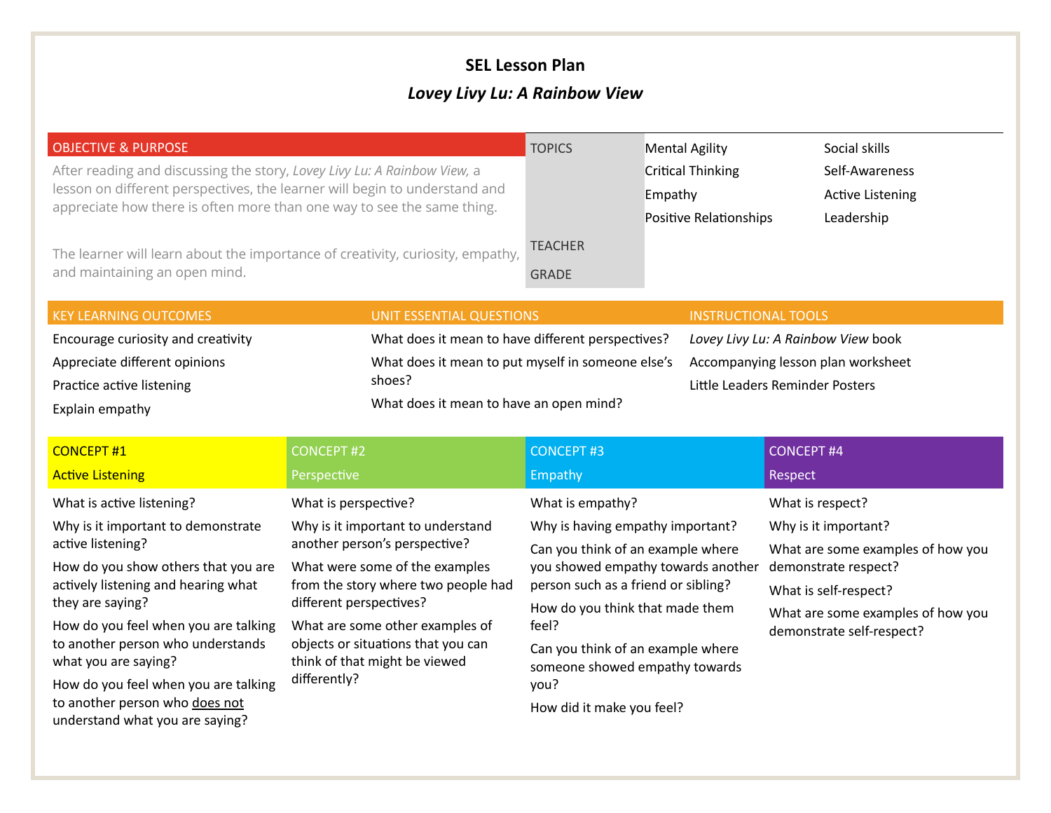# SEL Lesson Plan

## *Lovey Livy Lu: A Rainbow View*

### OBJECTIVE & PURPOSE

After reading and discussing the story, *Lovey Livy Lu: A Rainbow View,* a lesson on different perspectives, the learner will begin to understand and appreciate how there is often more than one way to see the same thing.

The learner will learn about the importance of creativity, curiosity, empathy, and maintaining an open mind.

| TOPICS | | |
|---|---|---|
| | Mental Agility | Social skills |
| | Critical Thinking | Self-Awareness |
| | Empathy | Active Listening |
| | Positive Relationships | Leadership |
| TEACHER | | |
| GRADE | | |

### KEY LEARNING OUTCOMES

- Encourage curiosity and creativity
- Appreciate different opinions
- Practice active listening
- Explain empathy

### UNIT ESSENTIAL QUESTIONS

- What does it mean to have different perspectives?
- What does it mean to put myself in someone else's shoes?
- What does it mean to have an open mind?

### INSTRUCTIONAL TOOLS

- *Lovey Livy Lu: A Rainbow View* book
- Accompanying lesson plan worksheet
- Little Leaders Reminder Posters

### CONCEPT #1: Active Listening

- What is active listening?
- Why is it important to demonstrate active listening?
- How do you show others that you are actively listening and hearing what they are saying?
- How do you feel when you are talking to another person who understands what you are saying?
- How do you feel when you are talking to another person who <u>does not</u> understand what you are saying?

### CONCEPT #2: Perspective

- What is perspective?
- Why is it important to understand another person's perspective?
- What were some of the examples from the story where two people had different perspectives?
- What are some other examples of objects or situations that you can think of that might be viewed differently?

### CONCEPT #3: Empathy

- What is empathy?
- Why is having empathy important?
- Can you think of an example where you showed empathy towards another person such as a friend or sibling?
- How do you think that made them feel?
- Can you think of an example where someone showed empathy towards you?
- How did it make you feel?

### CONCEPT #4: Respect

- What is respect?
- Why is it important?
- What are some examples of how you demonstrate respect?
- What is self-respect?
- What are some examples of how you demonstrate self-respect?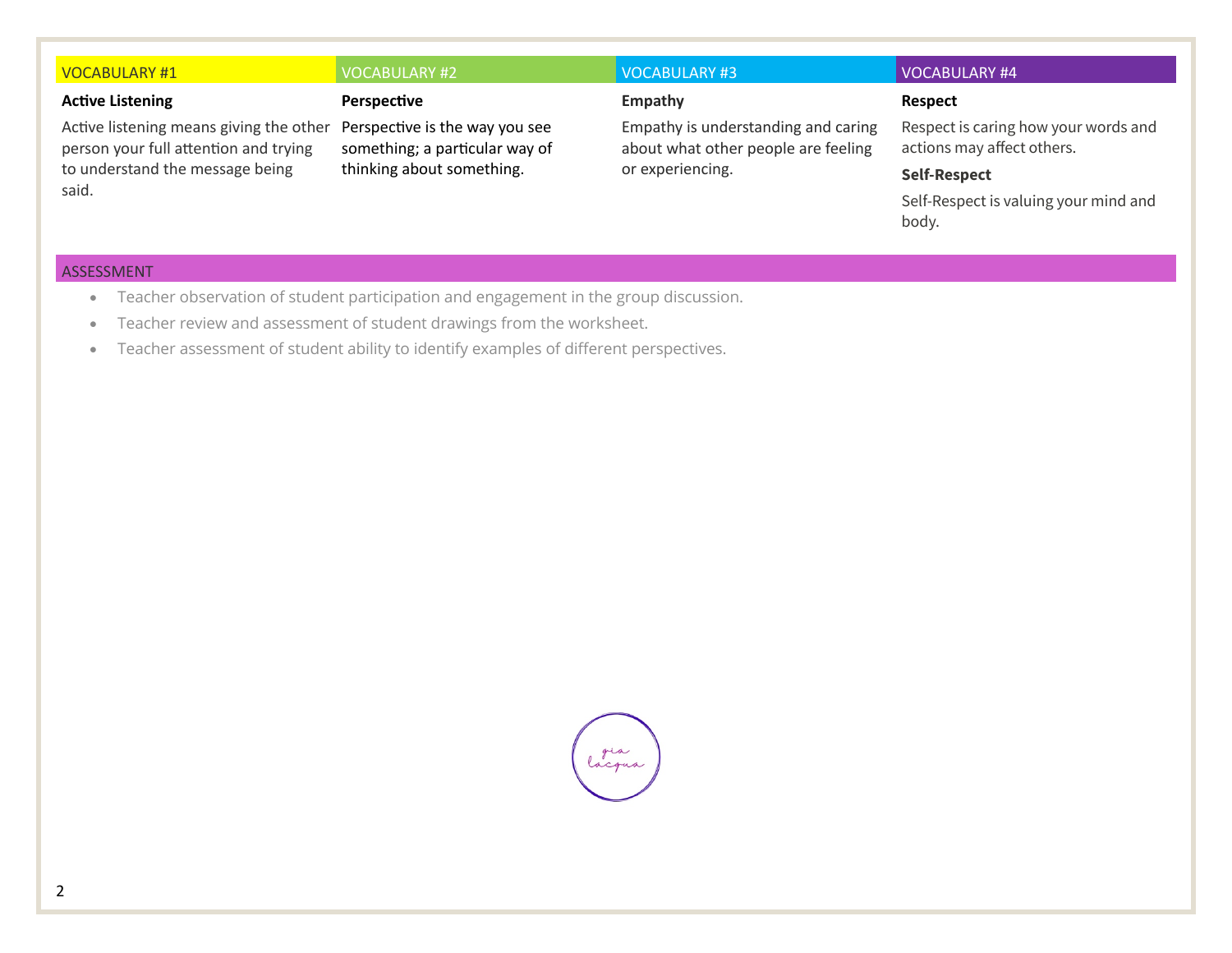| VOCABULARY #1 | VOCABULARY #2 | VOCABULARY #3 | VOCABULARY #4 |
|---|---|---|---|
| **Active Listening**<br><br>Active listening means giving the other person your full attention and trying to understand the message being said. | **Perspective**<br><br>Perspective is the way you see something; a particular way of thinking about something. | **Empathy**<br><br>Empathy is understanding and caring about what other people are feeling or experiencing. | **Respect**<br><br>Respect is caring how your words and actions may affect others.<br><br>**Self-Respect**<br><br>Self-Respect is valuing your mind and body. |

## ASSESSMENT

- Teacher observation of student participation and engagement in the group discussion.
- Teacher review and assessment of student drawings from the worksheet.
- Teacher assessment of student ability to identify examples of different perspectives.

gia lacqua